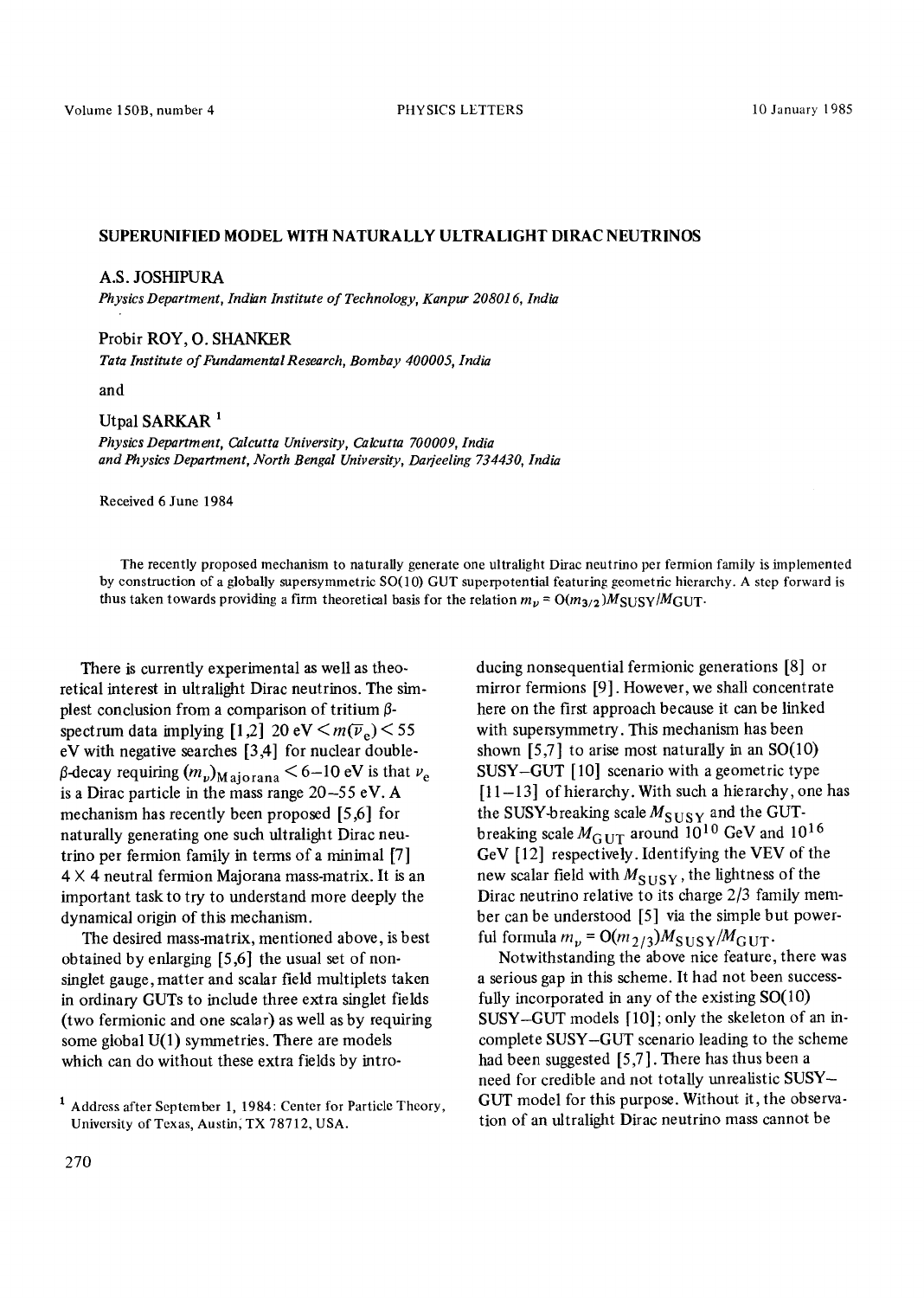# SUPERUNIFIED MODEL WITH NATURALLY ULTRALIGHT DIRAC NEUTRINOS

A.S. JOSHIPURA

*Physics Department, Indian Institute of Technology, Kanpur 208016, India*

Probir ROY, O. SHANKER

*Tata Institute of Fundamental Research, Bombay 400005, India*

and

Utpal SARKAR [1]

*Physics Department, Calcutta University, Calcutta 700009, India and Physics Department, North Bengal University, Darjeeling 734430, India*

Received 6 June 1984

The recently proposed mechanism to naturally generate one ultralight Dirac neutrino per fermion family is implemented by construction of a globally supersymmetric SO(10) GUT superpotential featuring geometric hierarchy. A step forward is thus taken towards providing a firm theoretical basis for the relation $m_\nu = O(m_{3/2})M_{SUSY}/M_{GUT}$.

There is currently experimental as well as theoretical interest in ultralight Dirac neutrinos. The simplest conclusion from a comparison of tritium $\beta$-spectrum data implying [1,2] $20\ \mathrm{eV} < m(\bar{\nu}_e) < 55$ eV with negative searches [3,4] for nuclear double-$\beta$-decay requiring $(m_\nu)_{\mathrm{Majorana}} < 6$–$10$ eV is that $\nu_e$ is a Dirac particle in the mass range 20–55 eV. A mechanism has recently been proposed [5,6] for naturally generating one such ultralight Dirac neutrino per fermion family in terms of a minimal [7] $4 \times 4$ neutral fermion Majorana mass-matrix. It is an important task to try to understand more deeply the dynamical origin of this mechanism.

The desired mass-matrix, mentioned above, is best obtained by enlarging [5,6] the usual set of nonsinglet gauge, matter and scalar field multiplets taken in ordinary GUTs to include three extra singlet fields (two fermionic and one scalar) as well as by requiring some global U(1) symmetries. There are models which can do without these extra fields by introducing nonsequential fermionic generations [8] or mirror fermions [9]. However, we shall concentrate here on the first approach because it can be linked with supersymmetry. This mechanism has been shown [5,7] to arise most naturally in an SO(10) SUSY–GUT [10] scenario with a geometric type [11–13] of hierarchy. With such a hierarchy, one has the SUSY-breaking scale $M_{SUSY}$ and the GUT-breaking scale $M_{GUT}$ around $10^{10}$ GeV and $10^{16}$ GeV [12] respectively. Identifying the VEV of the new scalar field with $M_{SUSY}$, the lightness of the Dirac neutrino relative to its charge 2/3 family member can be understood [5] via the simple but powerful formula $m_\nu = O(m_{2/3})M_{SUSY}/M_{GUT}$.

Notwithstanding the above nice feature, there was a serious gap in this scheme. It had not been successfully incorporated in any of the existing SO(10) SUSY–GUT models [10]; only the skeleton of an incomplete SUSY–GUT scenario leading to the scheme had been suggested [5,7]. There has thus been a need for credible and not totally unrealistic SUSY–GUT model for this purpose. Without it, the observation of an ultralight Dirac neutrino mass cannot be

[1] Address after September 1, 1984: Center for Particle Theory, University of Texas, Austin, TX 78712, USA.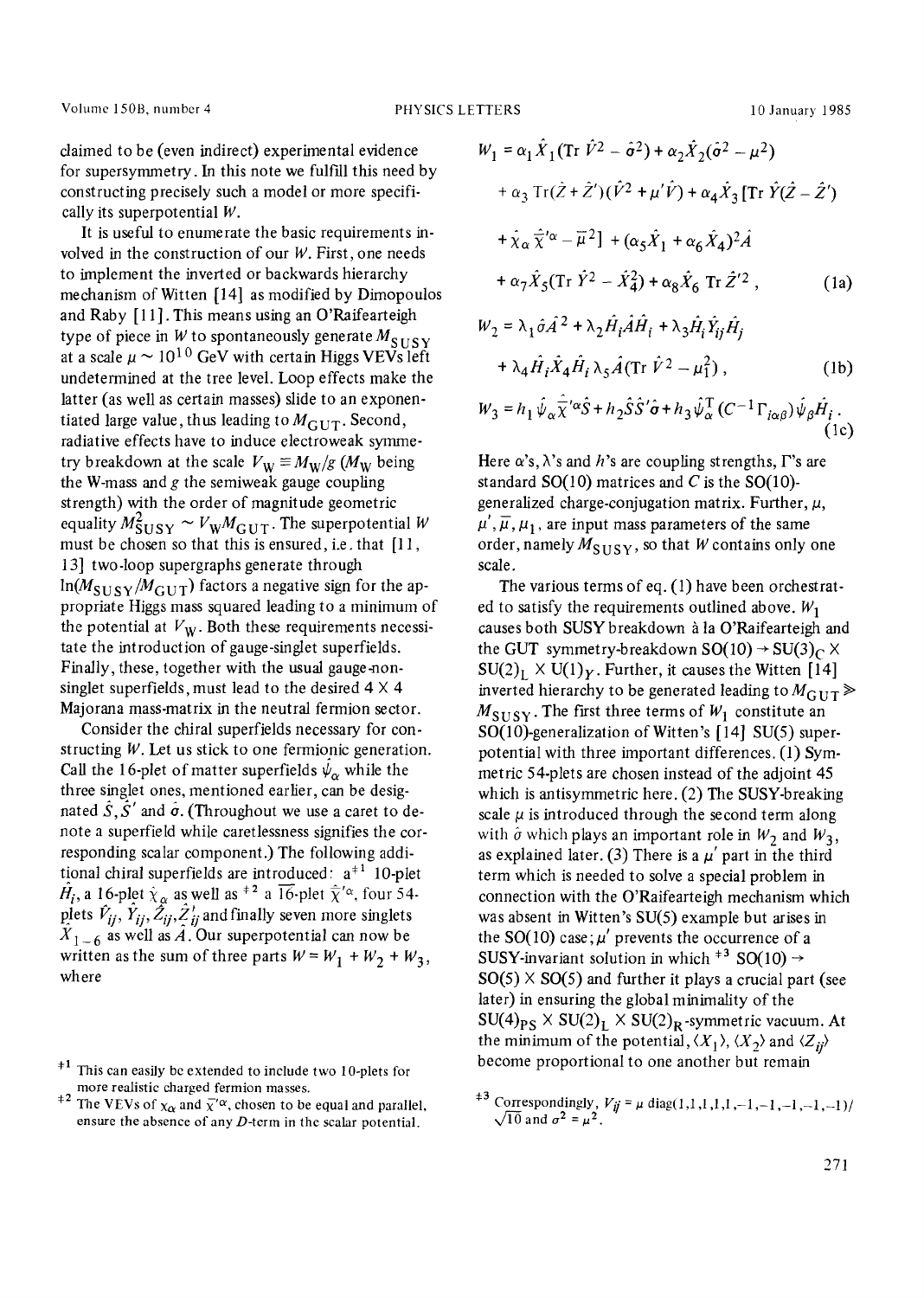claimed to be (even indirect) experimental evidence for supersymmetry. In this note we fulfill this need by constructing precisely such a model or more specifically its superpotential $W$.

It is useful to enumerate the basic requirements involved in the construction of our $W$. First, one needs to implement the inverted or backwards hierarchy mechanism of Witten [14] as modified by Dimopoulos and Raby [11]. This means using an O'Raifearteigh type of piece in $W$ to spontaneously generate $M_{SUSY}$ at a scale $\mu \sim 10^{10}$ GeV with certain Higgs VEVs left undetermined at the tree level. Loop effects make the latter (as well as certain masses) slide to an exponentiated large value, thus leading to $M_{GUT}$. Second, radiative effects have to induce electroweak symmetry breakdown at the scale $V_W \equiv M_W/g$ ($M_W$ being the W-mass and $g$ the semiweak gauge coupling strength) with the order of magnitude geometric equality $M_{SUSY}^2 \sim V_W M_{GUT}$. The superpotential $W$ must be chosen so that this is ensured, i.e. that [11, 13] two-loop supergraphs generate through $\ln(M_{SUSY}/M_{GUT})$ factors a negative sign for the appropriate Higgs mass squared leading to a minimum of the potential at $V_W$. Both these requirements necessitate the introduction of gauge-singlet superfields. Finally, these, together with the usual gauge-non-singlet superfields, must lead to the desired $4 \times 4$ Majorana mass-matrix in the neutral fermion sector.

Consider the chiral superfields necessary for constructing $W$. Let us stick to one fermionic generation. Call the 16-plet of matter superfields $\hat{\psi}_\alpha$ while the three singlet ones, mentioned earlier, can be designated $\hat{S}, \hat{S}'$ and $\hat{\sigma}$. (Throughout we use a caret to denote a superfield while caretlessness signifies the corresponding scalar component.) The following additional chiral superfields are introduced: a[‡1] 10-plet $\hat{H}_i$, a 16-plet $\hat{\chi}_\alpha$ as well as [‡2] a $\overline{16}$-plet $\hat{\bar{\chi}}'^\alpha$, four 54-plets $\hat{V}_{ij}, \hat{Y}_{ij}, \hat{Z}_{ij}, \hat{Z}'_{ij}$ and finally seven more singlets $\hat{X}_{1-6}$ as well as $\hat{A}$. Our superpotential can now be written as the sum of three parts $W = W_1 + W_2 + W_3$, where

$$
\begin{aligned}
W_1 = {} & \alpha_1 \hat{X}_1(\mathrm{Tr}\,\hat{V}^2 - \hat{\sigma}^2) + \alpha_2 \hat{X}_2(\hat{\sigma}^2 - \mu^2) \\
& + \alpha_3\,\mathrm{Tr}(\hat{Z} + \hat{Z}')(\hat{V}^2 + \mu'\hat{V}) + \alpha_4 \hat{X}_3\,[\mathrm{Tr}\,\hat{Y}(\hat{Z} - \hat{Z}') \\
& + \hat{\chi}_\alpha \hat{\bar{\chi}}'^\alpha - \bar{\mu}^2] + (\alpha_5 \hat{X}_1 + \alpha_6 \hat{X}_4)^2 \hat{A} \\
& + \alpha_7 \hat{X}_5(\mathrm{Tr}\,\hat{Y}^2 - \hat{X}_4^2) + \alpha_8 \hat{X}_6\,\mathrm{Tr}\,\hat{Z}'^2\,,
\end{aligned}
\tag{1a}
$$

$$
\begin{aligned}
W_2 = {} & \lambda_1 \hat{\sigma}\hat{A}^2 + \lambda_2 \hat{H}_i \hat{A} \hat{H}_i + \lambda_3 \hat{H}_i \hat{Y}_{ij} \hat{H}_j \\
& + \lambda_4 \hat{H}_i \hat{X}_4 \hat{H}_i\, \lambda_5 \hat{A}(\mathrm{Tr}\,\hat{V}^2 - \mu_1^2)\,,
\end{aligned}
\tag{1b}
$$

$$
W_3 = h_1 \hat{\psi}_\alpha \hat{\bar{\chi}}'^\alpha \hat{S} + h_2 \hat{S}\hat{S}'\hat{\sigma} + h_3 \hat{\psi}_\alpha^{\mathrm{T}} (C^{-1}\Gamma_{i\alpha\beta}) \hat{\psi}_\beta \hat{H}_i\,.
\tag{1c}
$$

Here $\alpha$'s, $\lambda$'s and $h$'s are coupling strengths, $\Gamma$'s are standard SO(10) matrices and $C$ is the SO(10)-generalized charge-conjugation matrix. Further, $\mu$, $\mu'$, $\bar{\mu}$, $\mu_1$, are input mass parameters of the same order, namely $M_{SUSY}$, so that $W$ contains only one scale.

The various terms of eq. (1) have been orchestrated to satisfy the requirements outlined above. $W_1$ causes both SUSY breakdown à la O'Raifearteigh and the GUT symmetry-breakdown SO(10) $\to$ SU(3)$_C \times$ SU(2)$_L \times$ U(1)$_Y$. Further, it causes the Witten [14] inverted hierarchy to be generated leading to $M_{GUT} \gg M_{SUSY}$. The first three terms of $W_1$ constitute an SO(10)-generalization of Witten's [14] SU(5) superpotential with three important differences. (1) Symmetric 54-plets are chosen instead of the adjoint 45 which is antisymmetric here. (2) The SUSY-breaking scale $\mu$ is introduced through the second term along with $\hat{\sigma}$ which plays an important role in $W_2$ and $W_3$, as explained later. (3) There is a $\mu'$ part in the third term which is needed to solve a special problem in connection with the O'Raifearteigh mechanism which was absent in Witten's SU(5) example but arises in the SO(10) case; $\mu'$ prevents the occurrence of a SUSY-invariant solution in which [‡3] SO(10) $\to$ SO(5) $\times$ SO(5) and further it plays a crucial part (see later) in ensuring the global minimality of the SU(4)$_{PS}$ $\times$ SU(2)$_L$ $\times$ SU(2)$_R$-symmetric vacuum. At the minimum of the potential, $\langle X_1 \rangle$, $\langle X_2 \rangle$ and $\langle Z_{ij} \rangle$ become proportional to one another but remain

[‡1] This can easily be extended to include two 10-plets for more realistic charged fermion masses.

[‡2] The VEVs of $\chi_\alpha$ and $\bar{\chi}'^\alpha$, chosen to be equal and parallel, ensure the absence of any $D$-term in the scalar potential.

[‡3] Correspondingly, $V_{ij} = \mu\,\mathrm{diag}(1,1,1,1,1,-1,-1,-1,-1,-1)/\sqrt{10}$ and $\sigma^2 = \mu^2$.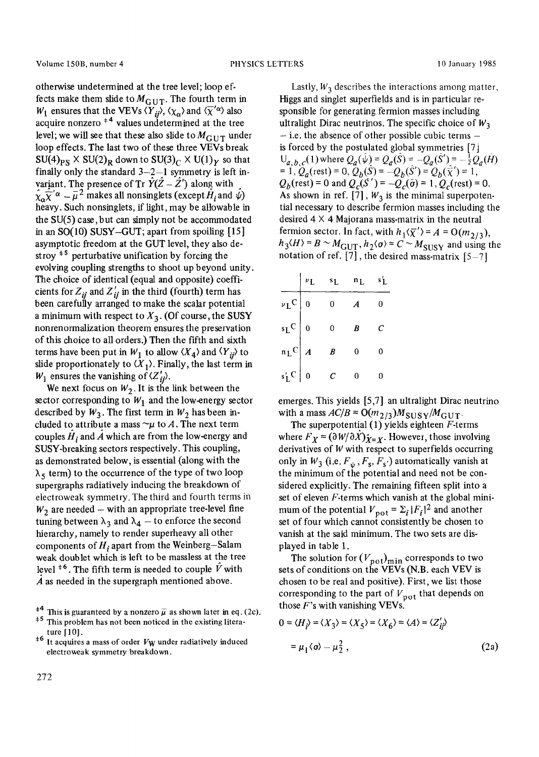otherwise undetermined at the tree level; loop effects make them slide to $M_{GUT}$. The fourth term in $W_1$ ensures that the VEVs $\langle Y_{ij}\rangle$, $\langle \chi_\alpha \rangle$ and $\langle \overline{\chi}'^\alpha \rangle$ also acquire nonzero [‡4] values undetermined at the tree level; we will see that these also slide to $M_{GUT}$ under loop effects. The last two of these three VEVs break $SU(4)_{PS} \times SU(2)_R$ down to $SU(3)_C \times U(1)_Y$ so that finally only the standard 3–2–1 symmetry is left invariant. The presence of Tr $\hat{Y}(\hat{Z} - \hat{Z}')$ along with $\hat{\chi}_\alpha \hat{\overline{\chi}}'^\alpha - \overline{\mu}^2$ makes all nonsinglets (except $\hat{H}_i$ and $\hat{\psi}$) heavy. Such nonsinglets, if light, may be allowable in the SU(5) case, but can simply not be accommodated in an SO(10) SUSY–GUT; apart from spoiling [15] asymptotic freedom at the GUT level, they also destroy [‡5] perturbative unification by forcing the evolving coupling strengths to shoot up beyond unity. The choice of identical (equal and opposite) coefficients for $Z_{ij}$ and $Z'_{ij}$ in the third (fourth) term has been carefully arranged to make the scalar potential a minimum with respect to $X_3$. (Of course, the SUSY nonrenormalization theorem ensures the preservation of this choice to all orders.) Then the fifth and sixth terms have been put in $W_1$ to allow $\langle X_4 \rangle$ and $\langle Y_{ij}\rangle$ to slide proportionately to $\langle X_1 \rangle$. Finally, the last term in $W_1$ ensures the vanishing of $\langle Z'_{ij}\rangle$.

We next focus on $W_2$. It is the link between the sector corresponding to $W_1$ and the low-energy sector described by $W_3$. The first term in $W_2$ has been included to attribute a mass $\sim\mu$ to $A$. The next term couples $\hat{H}_i$ and $\hat{A}$ which are from the low-energy and SUSY-breaking sectors respectively. This coupling, as demonstrated below, is essential (along with the $\lambda_5$ term) to the occurrence of the type of two loop supergraphs radiatively inducing the breakdown of electroweak symmetry. The third and fourth terms in $W_2$ are needed – with an appropriate tree-level fine tuning between $\lambda_3$ and $\lambda_4$ – to enforce the second hierarchy, namely to render superheavy all other components of $H_i$ apart from the Weinberg–Salam weak doublet which is left to be massless at the tree level [‡6]. The fifth term is needed to couple $\hat{V}$ with $\hat{A}$ as needed in the supergraph mentioned above.

Lastly, $W_3$ describes the interactions among matter, Higgs and singlet superfields and is in particular responsible for generating fermion masses including ultralight Dirac neutrinos. The specific choice of $W_3$ – i.e. the absence of other possible cubic terms – is forced by the postulated global symmetries [7] $U_{a,b,c}(1)$ where $Q_a(\hat{\psi}) = Q_a(\hat{S}) = -Q_a(\hat{S}') = -\frac{1}{2}Q_a(\hat{H}) = 1$, $Q_a(\text{rest}) = 0$, $Q_b(\hat{S}) = -Q_b(\hat{S}') = Q_b(\hat{\overline{\chi}}') = 1$, $Q_b(\text{rest}) = 0$ and $Q_c(\hat{S}') = -Q_c(\hat{\sigma}) = 1$, $Q_c(\text{rest}) = 0$. As shown in ref. [7], $W_3$ is the minimal superpotential necessary to describe fermion masses including the desired 4 × 4 Majorana mass-matrix in the neutral fermion sector. In fact, with $h_1\langle \overline{\chi}'\rangle = A = O(m_{2/3})$, $h_3\langle H \rangle = B \sim M_{GUT}$, $h_2\langle\sigma\rangle = C \sim M_{SUSY}$ and using the notation of ref. [7], the desired mass-matrix [5–7]

| | $\nu_L$ | $s_L$ | $n_L$ | $s'_L$ |
|---|---|---|---|---|
| $\nu_L{}^C$ | 0 | 0 | $A$ | 0 |
| $s_L{}^C$ | 0 | 0 | $B$ | $C$ |
| $n_L{}^C$ | $A$ | $B$ | 0 | 0 |
| $s'_L{}^C$ | 0 | $C$ | 0 | 0 |

emerges. This yields [5,7] an ultralight Dirac neutrino with a mass $AC/B = O(m_{2/3})M_{SUSY}/M_{GUT}$.

The superpotential (1) yields eighteen $F$-terms where $F_X = (\partial W/\partial \hat{X})_{\hat{X}=X}$. However, those involving derivatives of $W$ with respect to superfields occurring only in $W_3$ (i.e. $F_\psi$, $F_s$, $F_{s'}$) automatically vanish at the minimum of the potential and need not be considered explicitly. The remaining fifteen split into a set of eleven $F$-terms which vanish at the global minimum of the potential $V_{pot} = \Sigma_i |F_i|^2$ and another set of four which cannot consistently be chosen to vanish at the said minimum. The two sets are displayed in table 1.

The solution for $(V_{pot})_{min}$ corresponds to two sets of conditions on the VEVs (N.B. each VEV is chosen to be real and positive). First, we list those corresponding to the part of $V_{pot}$ that depends on those $F$'s with vanishing VEVs.

$$0 = \langle H_i \rangle = \langle X_3 \rangle = \langle X_5 \rangle = \langle X_6 \rangle = \langle A \rangle = \langle Z'_{ij}\rangle$$
$$= \mu_1 \langle \sigma \rangle - \mu_2^2 , \tag{2a}$$

[‡4] This is guaranteed by a nonzero $\overline{\mu}$ as shown later in eq. (2c).

[‡5] This problem has not been noticed in the existing literature [10].

[‡6] It acquires a mass of order $V_W$ under radiatively induced electroweak symmetry breakdown.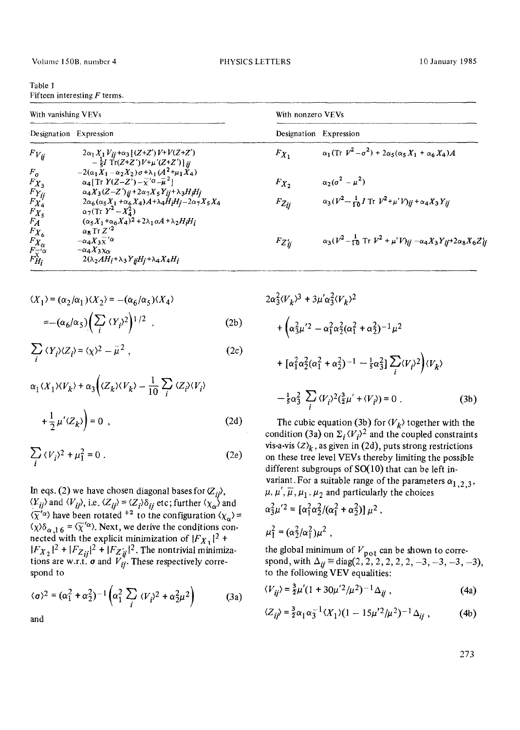Table 1
Fifteen interesting $F$ terms.

| With vanishing VEVs | | With nonzero VEVs | |
|---|---|---|---|
| Designation | Expression | Designation | Expression |
| $F_{V_{ij}}$ | $2\alpha_1 X_1 V_{ij} + \alpha_3[(Z+Z')V + V(Z+Z') - \frac{1}{5}I\,\mathrm{Tr}(Z+Z')V + \mu'(Z+Z')]_{ij}$ | $F_{X_1}$ | $\alpha_1(\mathrm{Tr}\,V^2 - \sigma^2) + 2\alpha_5(\alpha_5 X_1 + \alpha_6 X_4)A$ |
| $F_\sigma$ | $-2(\alpha_1 X_1 - \alpha_2 X_2)\sigma + \lambda_1(A^2 + \mu_1 X_4)$ | | |
| $F_{X_3}$ | $\alpha_4[\mathrm{Tr}\,Y(Z-Z') - \bar{\chi}'^{\alpha} - \bar{\mu}^2]$ | $F_{X_2}$ | $\alpha_2(\sigma^2 - \mu^2)$ |
| $F_{Y_{ij}}$ | $\alpha_4 X_3(Z-Z')_{ij} + 2\alpha_7 X_5 Y_{ij} + \lambda_3 H_i H_j$ | | |
| $F_{X_4}$ | $2\alpha_6(\alpha_5 X_1 + \alpha_6 X_4)A + \lambda_4 H_i H_i - 2\alpha_7 X_5 X_4$ | $F_{Z_{ij}}$ | $\alpha_3(V^2 - \frac{1}{10}I\,\mathrm{Tr}\,V^2 + \mu' V)_{ij} + \alpha_4 X_3 Y_{ij}$ |
| $F_{X_5}$ | $\alpha_7(\mathrm{Tr}\,Y^2 - X_4^2)$ | | |
| $F_A$ | $(\alpha_5 X_1 + \alpha_6 X_4)^2 + 2\lambda_1 \sigma A + \lambda_2 H_i H_i$ | | |
| $F_{X_6}$ | $\alpha_8\,\mathrm{Tr}\,Z'^2$ | $F_{Z'_{ij}}$ | $\alpha_3(V^2 - \frac{1}{10}\mathrm{Tr}\,V^2 + \mu' V)_{ij} - \alpha_4 X_3 Y_{ij} + 2\alpha_8 X_6 Z'_{ij}$ |
| $F_{\chi_\alpha}$ | $-\alpha_4 X_3 \bar{\chi}'^{\alpha}$ | | |
| $F_{\bar{\chi}'^{\alpha}}$ | $-\alpha_4 X_3 \chi_\alpha$ | | |
| $F_{H_i}$ | $2(\lambda_2 A H_i + \lambda_3 Y_{ij} H_j + \lambda_4 X_4 H_i$ | | |

$$\langle X_1\rangle = (\alpha_2/\alpha_1)\langle X_2\rangle = -(\alpha_6/\alpha_5)\langle X_4\rangle = -(\alpha_6/\alpha_5)\Big(\sum_i \langle Y_i\rangle^2\Big)^{1/2} , \tag{2b}$$

$$\sum_i \langle Y_i\rangle\langle Z_i\rangle = \langle\chi\rangle^2 - \bar{\mu}^2 , \tag{2c}$$

$$\alpha_1\langle X_1\rangle\langle V_k\rangle + \alpha_3\Big(\langle Z_k\rangle\langle V_k\rangle - \frac{1}{10}\sum_i \langle Z_i\rangle\langle V_i\rangle + \frac{1}{2}\mu'\langle Z_k\rangle\Big) = 0 , \tag{2d}$$

$$\sum_i \langle V_i\rangle^2 + \mu_1^2 = 0 . \tag{2e}$$

In eqs. (2) we have chosen diagonal bases for $\langle Z_{ij}\rangle$, $\langle Y_{ij}\rangle$ and $\langle V_{ij}\rangle$, i.e. $\langle Z_{ij}\rangle = \langle Z_i\rangle\delta_{ij}$ etc; further $\langle\chi_\alpha\rangle$ and $\langle\bar{\chi}'^{\alpha}\rangle$ have been rotated [‡2] to the configuration $\langle\chi_\alpha\rangle = \langle\chi\rangle\delta_{\alpha,16} = \langle\bar{\chi}'^{\alpha}\rangle$. Next, we derive the conditions connected with the explicit minimization of $|F_{X_1}|^2 + |F_{X_2}|^2 + |F_{Z_{ij}}|^2 + |F_{Z'_{ij}}|^2$. The nontrivial minimizations are w.r.t. $\sigma$ and $V_{ij}$. These respectively correspond to

$$\langle\sigma\rangle^2 = (\alpha_1^2 + \alpha_2^2)^{-1}\Big(\alpha_1^2\sum_i \langle V_i\rangle^2 + \alpha_2^2\mu^2\Big) \tag{3a}$$

and

$$2\alpha_3^2\langle V_k\rangle^3 + 3\mu'\alpha_3^2\langle V_k\rangle^2 + \Big(\alpha_3^2\mu'^2 - \alpha_1^2\alpha_2^2(\alpha_1^2+\alpha_2^2)^{-1}\mu^2 + [\alpha_1^2\alpha_2^2(\alpha_1^2+\alpha_2^2)^{-1} - \tfrac{1}{5}\alpha_3^2]\sum_i\langle V_i\rangle^2\Big)\langle V_k\rangle - \tfrac{1}{5}\alpha_3^2\sum_i\langle V_i\rangle^2(\tfrac{3}{2}\mu' + \langle V_i\rangle) = 0 . \tag{3b}$$

The cubic equation (3b) for $\langle V_k\rangle$ together with the condition (3a) on $\Sigma_i\langle V_i\rangle^2$ and the coupled constraints vis-a-vis $\langle Z\rangle_k$, as given in (2d), puts strong restrictions on these tree level VEVs thereby limiting the possible different subgroups of SO(10) that can be left invariant. For a suitable range of the parameters $\alpha_{1,2,3}$, $\mu, \mu', \bar{\mu}, \mu_1, \mu_2$ and particularly the choices

$$\alpha_3^2\mu'^2 = [\alpha_1^2\alpha_2^2/(\alpha_1^2+\alpha_2^2)]\mu^2 ,$$

$$\mu_1^2 = (\alpha_2^2/\alpha_1^2)\mu^2 ,$$

the global minimum of $V_{\mathrm{pot}}$ can be shown to correspond, with $\Delta_{ij} \equiv \mathrm{diag}(2,2,2,2,2,2,-3,-3,-3,-3)$, to the following VEV equalities:

$$\langle V_{ij}\rangle = \tfrac{3}{2}\mu'(1 + 30\mu'^2/\mu^2)^{-1}\Delta_{ij} , \tag{4a}$$

$$\langle Z_{ij}\rangle = \tfrac{3}{2}\alpha_1\alpha_3^{-1}\langle X_1\rangle(1 - 15\mu'^2/\mu^2)^{-1}\Delta_{ij} , \tag{4b}$$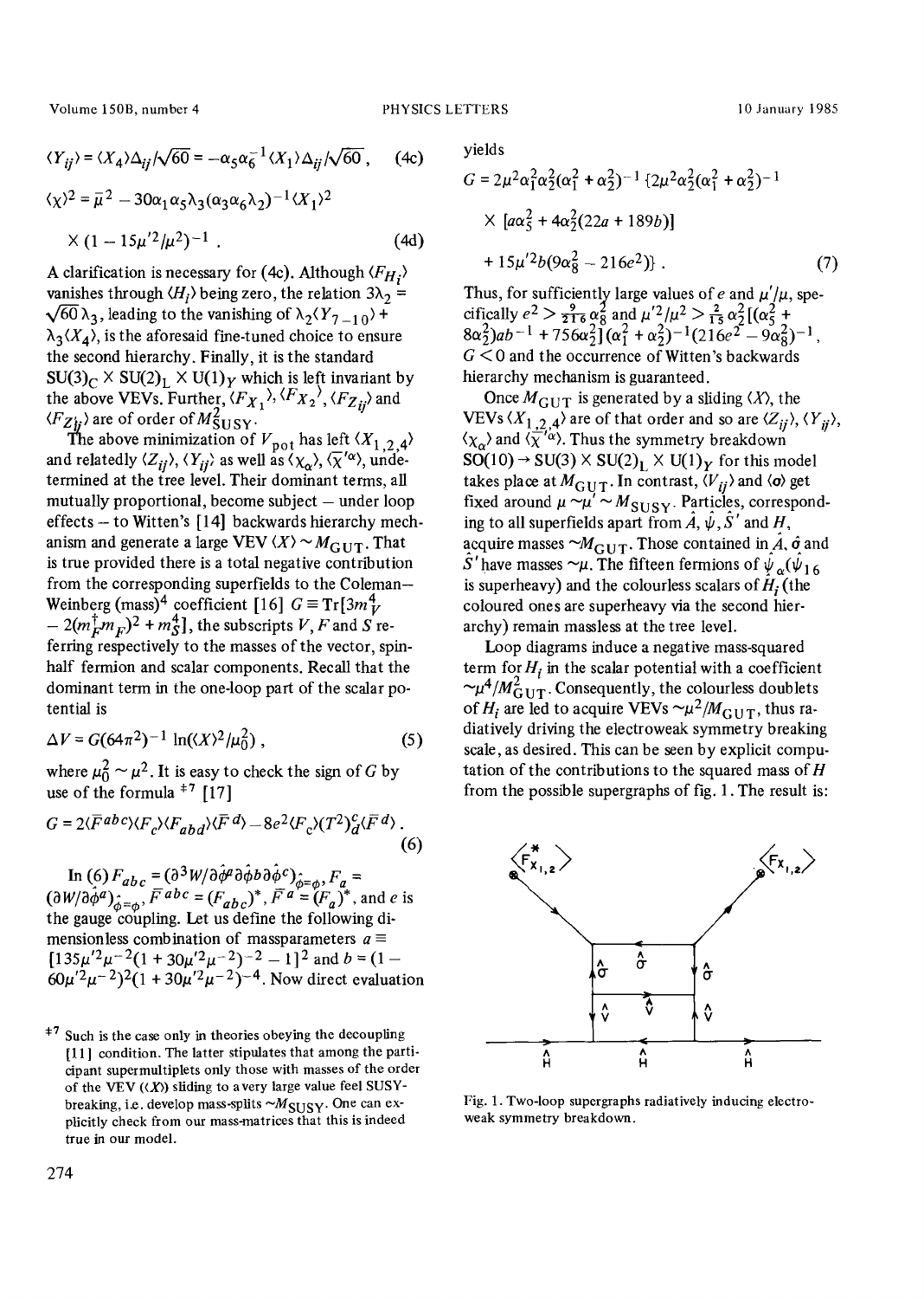$$\langle Y_{ij}\rangle = \langle X_4\rangle \Delta_{ij}/\sqrt{60} = -\alpha_5\alpha_6^{-1}\langle X_1\rangle \Delta_{ij}/\sqrt{60}\,, \tag{4c}$$

$$\langle \chi\rangle^2 = \bar{\mu}^2 - 30\alpha_1\alpha_5\lambda_3(\alpha_3\alpha_6\lambda_2)^{-1}\langle X_1\rangle^2 \times (1 - 15\mu'^2/\mu^2)^{-1}\,. \tag{4d}$$

A clarification is necessary for (4c). Although $\langle F_{H_i}\rangle$ vanishes through $\langle H_i\rangle$ being zero, the relation $3\lambda_2 = \sqrt{60}\,\lambda_3$, leading to the vanishing of $\lambda_2\langle Y_{7-10}\rangle + \lambda_3\langle X_4\rangle$, is the aforesaid fine-tuned choice to ensure the second hierarchy. Finally, it is the standard $SU(3)_C \times SU(2)_L \times U(1)_Y$ which is left invariant by the above VEVs. Further, $\langle F_{X_1}\rangle$, $\langle F_{X_2}\rangle$, $\langle F_{Z_{ij}}\rangle$ and $\langle F_{Z_{ij}'}\rangle$ are of order of $M^2_{SUSY}$.

The above minimization of $V_{pot}$ has left $\langle X_{1,2,4}\rangle$ and relatedly $\langle Z_{ij}\rangle$, $\langle Y_{ij}\rangle$ as well as $\langle \chi_\alpha\rangle$, $\langle \bar{\chi}'^\alpha\rangle$, undetermined at the tree level. Their dominant terms, all mutually proportional, become subject – under loop effects – to Witten's [14] backwards hierarchy mechanism and generate a large VEV $\langle X\rangle \sim M_{GUT}$. That is true provided there is a total negative contribution from the corresponding superfields to the Coleman–Weinberg (mass)$^4$ coefficient [16] $G \equiv \mathrm{Tr}[3m_V^4 - 2(m_F^\dagger m_F)^2 + m_S^4]$, the subscripts $V$, $F$ and $S$ referring respectively to the masses of the vector, spin-half fermion and scalar components. Recall that the dominant term in the one-loop part of the scalar potential is

$$\Delta V = G(64\pi^2)^{-1}\ln(\langle X\rangle^2/\mu_0^2)\,, \tag{5}$$

where $\mu_0^2 \sim \mu^2$. It is easy to check the sign of $G$ by use of the formula [‡7] [17]

$$G = 2\langle \bar{F}^{abc}\rangle\langle F_c\rangle\langle F_{abd}\rangle\langle \bar{F}^d\rangle - 8e^2\langle F_c\rangle\langle T^2\rangle^c_d\langle \bar{F}^d\rangle\,. \tag{6}$$

In (6) $F_{abc} = (\partial^3 W/\partial\hat{\phi}^a\partial\hat{\phi}^b\partial\hat{\phi}^c)_{\hat{\phi}=\phi}$, $F_a = (\partial W/\partial\hat{\phi}^a)_{\hat{\phi}=\phi}$, $\bar{F}^{abc} = (F_{abc})^*$, $\bar{F}^a = (F_a)^*$, and $e$ is the gauge coupling. Let us define the following dimensionless combination of massparameters $a \equiv [135\mu'^2\mu^{-2}(1 + 30\mu'^2\mu^{-2})^{-2} - 1]^2$ and $b = (1 - 60\mu'^2\mu^{-2})^2(1 + 30\mu'^2\mu^{-2})^{-4}$. Now direct evaluation yields

$$G = 2\mu^2\alpha_1^2\alpha_2^2(\alpha_1^2 + \alpha_2^2)^{-1}\{2\mu^2\alpha_2^2(\alpha_1^2 + \alpha_2^2)^{-1} \times [a\alpha_5^2 + 4\alpha_2^2(22a + 189b)] + 15\mu'^2 b(9\alpha_8^2 - 216e^2)\}\,. \tag{7}$$

Thus, for sufficiently large values of $e$ and $\mu'/\mu$, specifically $e^2 > \frac{9}{216}\alpha_8^2$ and $\mu'^2/\mu^2 > \frac{2}{15}\alpha_2^2[(\alpha_5^2 + 8\alpha_2^2)ab^{-1} + 756\alpha_2^2](\alpha_1^2 + \alpha_2^2)^{-1}(216e^2 - 9\alpha_8^2)^{-1}$, $G < 0$ and the occurrence of Witten's backwards hierarchy mechanism is guaranteed.

Once $M_{GUT}$ is generated by a sliding $\langle X\rangle$, the VEVs $\langle X_{1,2,4}\rangle$ are of that order and so are $\langle Z_{ij}\rangle$, $\langle Y_{ij}\rangle$, $\langle \chi_\alpha\rangle$ and $\langle \bar{\chi}'^\alpha\rangle$. Thus the symmetry breakdown $SO(10) \to SU(3) \times SU(2)_L \times U(1)_Y$ for this model takes place at $M_{GUT}$. In contrast, $\langle V_{ij}\rangle$ and $\langle \sigma\rangle$ get fixed around $\mu \sim \mu' \sim M_{SUSY}$. Particles, corresponding to all superfields apart from $\hat{A}$, $\hat{\psi}$, $\hat{S}'$ and $H$, acquire masses $\sim M_{GUT}$. Those contained in $\hat{A}$, $\hat{\sigma}$ and $\hat{S}'$ have masses $\sim\mu$. The fifteen fermions of $\hat{\psi}_\alpha(\hat{\psi}_{16}$ is superheavy) and the colourless scalars of $\hat{H}_i$ (the coloured ones are superheavy via the second hierarchy) remain massless at the tree level.

Loop diagrams induce a negative mass-squared term for $H_i$ in the scalar potential with a coefficient $\sim\mu^4/M^2_{GUT}$. Consequently, the colourless doublets of $H_i$ are led to acquire VEVs $\sim\mu^2/M_{GUT}$, thus radiatively driving the electroweak symmetry breaking scale, as desired. This can be seen by explicit computation of the contributions to the squared mass of $H$ from the possible supergraphs of fig. 1. The result is:

Fig. 1. Two-loop supergraphs radiatively inducing electroweak symmetry breakdown.

---

‡7 Such is the case only in theories obeying the decoupling [11] condition. The latter stipulates that among the participant supermultiplets only those with masses of the order of the VEV ($\langle X\rangle$) sliding to a very large value feel SUSY-breaking, i.e. develop mass-splits $\sim M_{SUSY}$. One can explicitly check from our mass-matrices that this is indeed true in our model.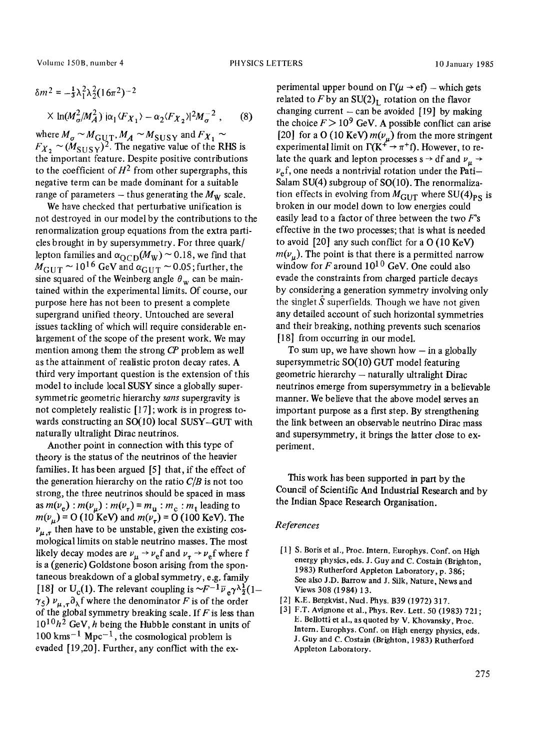$$\delta m^2 = -\tfrac{1}{3}\lambda_1^2\lambda_2^2(16\pi^2)^{-2}$$

$$\times \ln(M_\sigma^2/M_A^2)\,|\alpha_1\langle F_{X_1}\rangle - \alpha_2\langle F_{X_2}\rangle|^2 M_\sigma^{-2}\,, \qquad (8)$$

where $M_\sigma \sim M_{\rm GUT}$, $M_A \sim M_{\rm SUSY}$ and $F_{X_1} \sim F_{X_2} \sim (M_{\rm SUSY})^2$. The negative value of the RHS is the important feature. Despite positive contributions to the coefficient of $H^2$ from other supergraphs, this negative term can be made dominant for a suitable range of parameters – thus generating the $M_{\rm W}$ scale.

We have checked that perturbative unification is not destroyed in our model by the contributions to the renormalization group equations from the extra particles brought in by supersymmetry. For three quark/lepton families and $\alpha_{\rm QCD}(M_{\rm W}) \sim 0.18$, we find that $M_{\rm GUT} \sim 10^{16}$ GeV and $\alpha_{\rm GUT} \sim 0.05$; further, the sine squared of the Weinberg angle $\theta_{\rm W}$ can be maintained within the experimental limits. Of course, our purpose here has not been to present a complete supergrand unified theory. Untouched are several issues tackling of which will require considerable enlargement of the scope of the present work. We may mention among them the strong *CP* problem as well as the attainment of realistic proton decay rates. A third very important question is the extension of this model to include local SUSY since a globally supersymmetric geometric hierarchy *sans* supergravity is not completely realistic [17]; work is in progress towards constructing an SO(10) local SUSY–GUT with naturally ultralight Dirac neutrinos.

Another point in connection with this type of theory is the status of the neutrinos of the heavier families. It has been argued [5] that, if the effect of the generation hierarchy on the ratio $C/B$ is not too strong, the three neutrinos should be spaced in mass as $m(\nu_{\rm e}) : m(\nu_\mu) : m(\nu_\tau) = m_{\rm u} : m_{\rm c} : m_{\rm t}$ leading to $m(\nu_\mu) = {\rm O}$ (10 KeV) and $m(\nu_\tau) = {\rm O}$ (100 KeV). The $\nu_{\mu,\tau}$ then have to be unstable, given the existing cosmological limits on stable neutrino masses. The most likely decay modes are $\nu_\mu \to \nu_{\rm e} f$ and $\nu_\tau \to \nu_{\rm e} f$ where f is a (generic) Goldstone boson arising from the spontaneous breakdown of a global symmetry, e.g. family [18] or $U_{\rm c}(1)$. The relevant coupling is $\sim F^{-1}\bar{\nu}_{\rm e}\gamma^\lambda \tfrac{1}{2}(1-\gamma_5)\,\nu_{\mu,\tau}\partial_\lambda f$ where the denominator $F$ is of the order of the global symmetry breaking scale. If $F$ is less than $10^{10}h^2$ GeV, $h$ being the Hubble constant in units of 100 kms$^{-1}$ Mpc$^{-1}$, the cosmological problem is evaded [19,20]. Further, any conflict with the experimental upper bound on $\Gamma(\mu \to {\rm e}f)$ – which gets related to $F$ by an SU(2)$_{\rm L}$ rotation on the flavor changing current – can be avoided [19] by making the choice $F > 10^9$ GeV. A possible conflict can arise [20] for a O (10 KeV) $m(\nu_\mu)$ from the more stringent experimental limit on $\Gamma(K^+ \to \pi^+ f)$. However, to relate the quark and lepton processes s $\to$ df and $\nu_\mu \to \nu_{\rm e} f$, one needs a nontrivial rotation under the Pati–Salam SU(4) subgroup of SO(10). The renormalization effects in evolving from $M_{\rm GUT}$ where SU(4)$_{\rm PS}$ is broken in our model down to low energies could easily lead to a factor of three between the two $F$'s effective in the two processes; that is what is needed to avoid [20] any such conflict for a O (10 KeV) $m(\nu_\mu)$. The point is that there is a permitted narrow window for $F$ around $10^{10}$ GeV. One could also evade the constraints from charged particle decays by considering a generation symmetry involving only the singlet $\hat{S}$ superfields. Though we have not given any detailed account of such horizontal symmetries and their breaking, nothing prevents such scenarios [18] from occurring in our model.

To sum up, we have shown how – in a globally supersymmetric SO(10) GUT model featuring geometric hierarchy – naturally ultralight Dirac neutrinos emerge from supersymmetry in a believable manner. We believe that the above model serves an important purpose as a first step. By strengthening the link between an observable neutrino Dirac mass and supersymmetry, it brings the latter close to experiment.

This work has been supported in part by the Council of Scientific And Industrial Research and by the Indian Space Research Organisation.

## References

[1] S. Boris et al., Proc. Intern. Europhys. Conf. on High energy physics, eds. J. Guy and C. Costain (Brighton, 1983) Rutherford Appleton Laboratory, p. 386; See also J.D. Barrow and J. Silk, Nature, News and Views 308 (1984) 13.

[2] K.E. Bergkvist, Nucl. Phys. B39 (1972) 317.

[3] F.T. Avignone et al., Phys. Rev. Lett. 50 (1983) 721; E. Bellotti et al., as quoted by V. Khovansky, Proc. Intern. Europhys. Conf. on High energy physics, eds. J. Guy and C. Costain (Brighton, 1983) Rutherford Appleton Laboratory.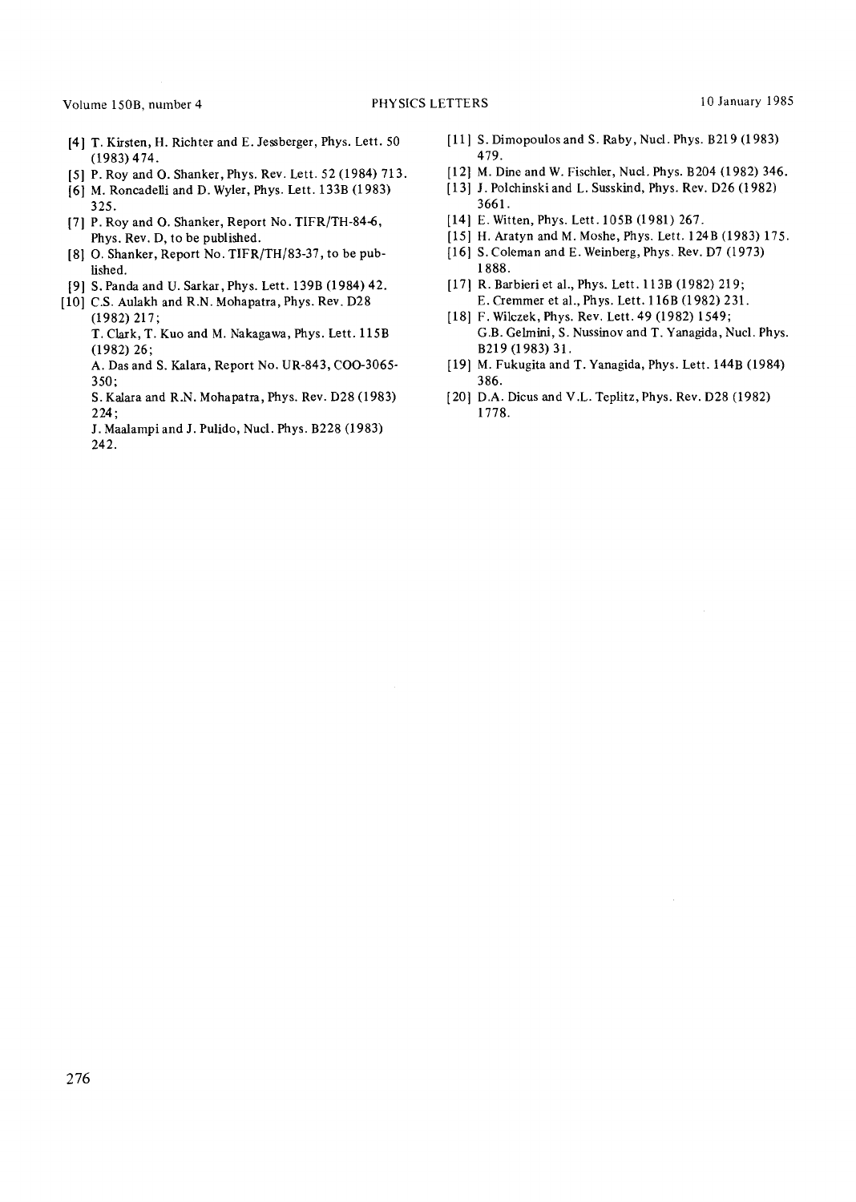[4] T. Kirsten, H. Richter and E. Jessberger, Phys. Lett. 50 (1983) 474.

[5] P. Roy and O. Shanker, Phys. Rev. Lett. 52 (1984) 713.

[6] M. Roncadelli and D. Wyler, Phys. Lett. 133B (1983) 325.

[7] P. Roy and O. Shanker, Report No. TIFR/TH-84-6, Phys. Rev. D, to be published.

[8] O. Shanker, Report No. TIFR/TH/83-37, to be published.

[9] S. Panda and U. Sarkar, Phys. Lett. 139B (1984) 42.

[10] C.S. Aulakh and R.N. Mohapatra, Phys. Rev. D28 (1982) 217;
T. Clark, T. Kuo and M. Nakagawa, Phys. Lett. 115B (1982) 26;
A. Das and S. Kalara, Report No. UR-843, COO-3065-350;
S. Kalara and R.N. Mohapatra, Phys. Rev. D28 (1983) 224;
J. Maalampi and J. Pulido, Nucl. Phys. B228 (1983) 242.

[11] S. Dimopoulos and S. Raby, Nucl. Phys. B219 (1983) 479.

[12] M. Dine and W. Fischler, Nucl. Phys. B204 (1982) 346.

[13] J. Polchinski and L. Susskind, Phys. Rev. D26 (1982) 3661.

[14] E. Witten, Phys. Lett. 105B (1981) 267.

[15] H. Aratyn and M. Moshe, Phys. Lett. 124B (1983) 175.

[16] S. Coleman and E. Weinberg, Phys. Rev. D7 (1973) 1888.

[17] R. Barbieri et al., Phys. Lett. 113B (1982) 219;
E. Cremmer et al., Phys. Lett. 116B (1982) 231.

[18] F. Wilczek, Phys. Rev. Lett. 49 (1982) 1549;
G.B. Gelmini, S. Nussinov and T. Yanagida, Nucl. Phys. B219 (1983) 31.

[19] M. Fukugita and T. Yanagida, Phys. Lett. 144B (1984) 386.

[20] D.A. Dicus and V.L. Teplitz, Phys. Rev. D28 (1982) 1778.